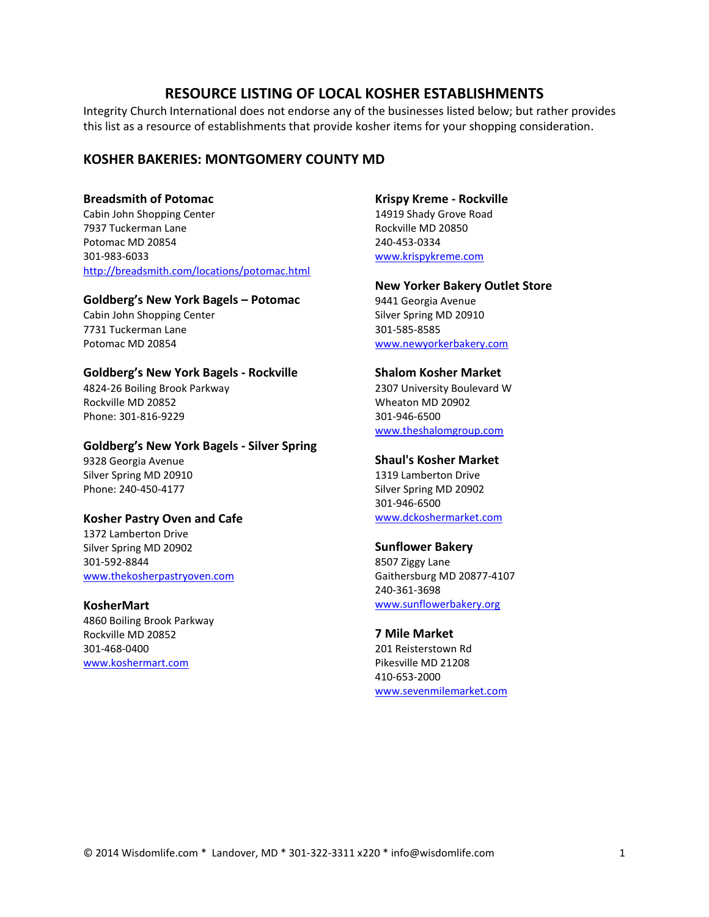# RESOURCE LISTING OF LOCAL KOSHER ESTABLISHMENTS

Integrity Church International does not endorse any of the businesses listed below; but rather provides this list as a resource of establishments that provide kosher items for your shopping consideration.

## KOSHER BAKERIES: MONTGOMERY COUNTY MD

**Breadsmith of Potomac**
Cabin John Shopping Center
7937 Tuckerman Lane
Potomac MD 20854
301-983-6033
http://breadsmith.com/locations/potomac.html

**Goldberg's New York Bagels – Potomac**
Cabin John Shopping Center
7731 Tuckerman Lane
Potomac MD 20854

**Goldberg's New York Bagels - Rockville**
4824-26 Boiling Brook Parkway
Rockville MD 20852
Phone: 301-816-9229

**Goldberg's New York Bagels - Silver Spring**
9328 Georgia Avenue
Silver Spring MD 20910
Phone: 240-450-4177

**Kosher Pastry Oven and Cafe**
1372 Lamberton Drive
Silver Spring MD 20902
301-592-8844
www.thekosherpastryoven.com

**KosherMart**
4860 Boiling Brook Parkway
Rockville MD 20852
301-468-0400
www.koshermart.com

**Krispy Kreme - Rockville**
14919 Shady Grove Road
Rockville MD 20850
240-453-0334
www.krispykreme.com

**New Yorker Bakery Outlet Store**
9441 Georgia Avenue
Silver Spring MD 20910
301-585-8585
www.newyorkerbakery.com

**Shalom Kosher Market**
2307 University Boulevard W
Wheaton MD 20902
301-946-6500
www.theshalomgroup.com

**Shaul's Kosher Market**
1319 Lamberton Drive
Silver Spring MD 20902
301-946-6500
www.dckoshermarket.com

**Sunflower Bakery**
8507 Ziggy Lane
Gaithersburg MD 20877-4107
240-361-3698
www.sunflowerbakery.org

**7 Mile Market**
201 Reisterstown Rd
Pikesville MD 21208
410-653-2000
www.sevenmilemarket.com

© 2014 Wisdomlife.com * Landover, MD * 301-322-3311 x220 * info@wisdomlife.com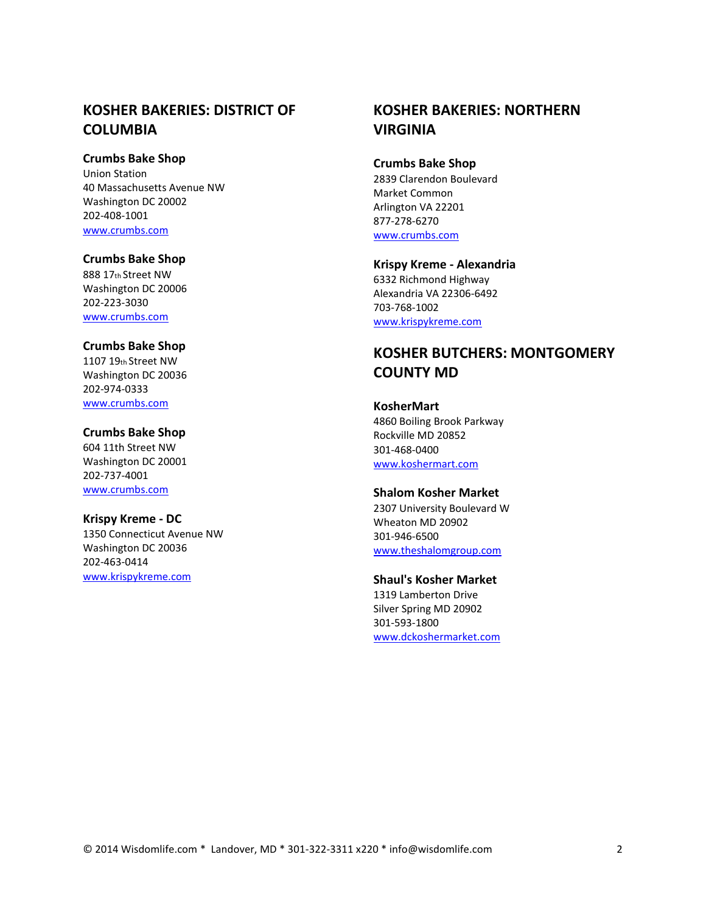## KOSHER BAKERIES: DISTRICT OF COLUMBIA

**Crumbs Bake Shop**
Union Station
40 Massachusetts Avenue NW
Washington DC 20002
202-408-1001
www.crumbs.com

**Crumbs Bake Shop**
888 17th Street NW
Washington DC 20006
202-223-3030
www.crumbs.com

**Crumbs Bake Shop**
1107 19th Street NW
Washington DC 20036
202-974-0333
www.crumbs.com

**Crumbs Bake Shop**
604 11th Street NW
Washington DC 20001
202-737-4001
www.crumbs.com

**Krispy Kreme - DC**
1350 Connecticut Avenue NW
Washington DC 20036
202-463-0414
www.krispykreme.com

## KOSHER BAKERIES: NORTHERN VIRGINIA

**Crumbs Bake Shop**
2839 Clarendon Boulevard
Market Common
Arlington VA 22201
877-278-6270
www.crumbs.com

**Krispy Kreme - Alexandria**
6332 Richmond Highway
Alexandria VA 22306-6492
703-768-1002
www.krispykreme.com

## KOSHER BUTCHERS: MONTGOMERY COUNTY MD

**KosherMart**
4860 Boiling Brook Parkway
Rockville MD 20852
301-468-0400
www.koshermart.com

**Shalom Kosher Market**
2307 University Boulevard W
Wheaton MD 20902
301-946-6500
www.theshalomgroup.com

**Shaul's Kosher Market**
1319 Lamberton Drive
Silver Spring MD 20902
301-593-1800
www.dckoshermarket.com

© 2014 Wisdomlife.com * Landover, MD * 301-322-3311 x220 * info@wisdomlife.com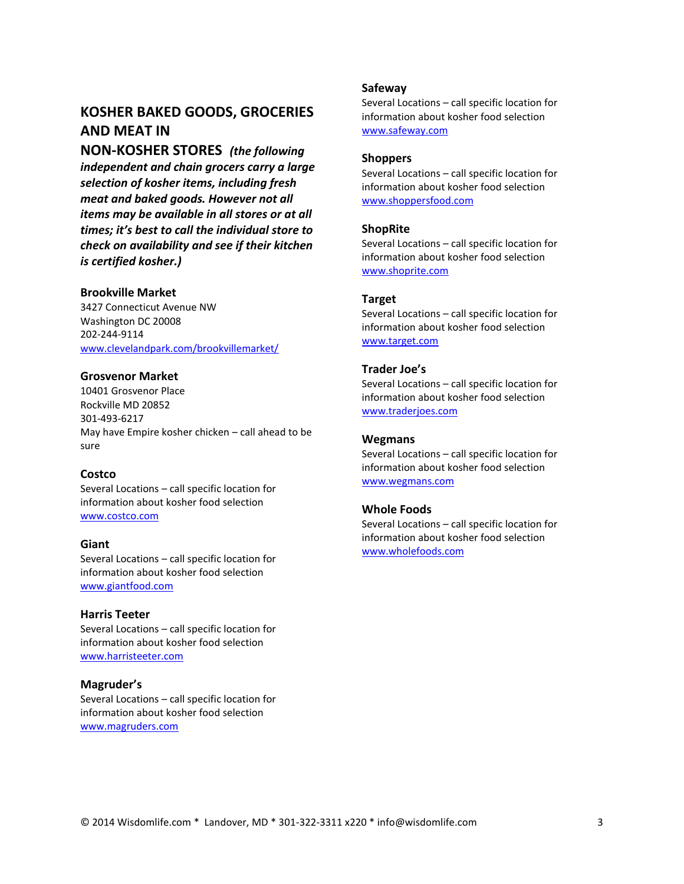## KOSHER BAKED GOODS, GROCERIES AND MEAT IN NON-KOSHER STORES *(the following independent and chain grocers carry a large selection of kosher items, including fresh meat and baked goods. However not all items may be available in all stores or at all times; it's best to call the individual store to check on availability and see if their kitchen is certified kosher.)*

**Brookville Market**
3427 Connecticut Avenue NW
Washington DC 20008
202-244-9114
www.clevelandpark.com/brookvillemarket/

**Grosvenor Market**
10401 Grosvenor Place
Rockville MD 20852
301-493-6217
May have Empire kosher chicken – call ahead to be sure

**Costco**
Several Locations – call specific location for information about kosher food selection
www.costco.com

**Giant**
Several Locations – call specific location for information about kosher food selection
www.giantfood.com

**Harris Teeter**
Several Locations – call specific location for information about kosher food selection
www.harristeeter.com

**Magruder's**
Several Locations – call specific location for information about kosher food selection
www.magruders.com

**Safeway**
Several Locations – call specific location for information about kosher food selection
www.safeway.com

**Shoppers**
Several Locations – call specific location for information about kosher food selection
www.shoppersfood.com

**ShopRite**
Several Locations – call specific location for information about kosher food selection
www.shoprite.com

**Target**
Several Locations – call specific location for information about kosher food selection
www.target.com

**Trader Joe's**
Several Locations – call specific location for information about kosher food selection
www.traderjoes.com

**Wegmans**
Several Locations – call specific location for information about kosher food selection
www.wegmans.com

**Whole Foods**
Several Locations – call specific location for information about kosher food selection
www.wholefoods.com

© 2014 Wisdomlife.com * Landover, MD * 301-322-3311 x220 * info@wisdomlife.com